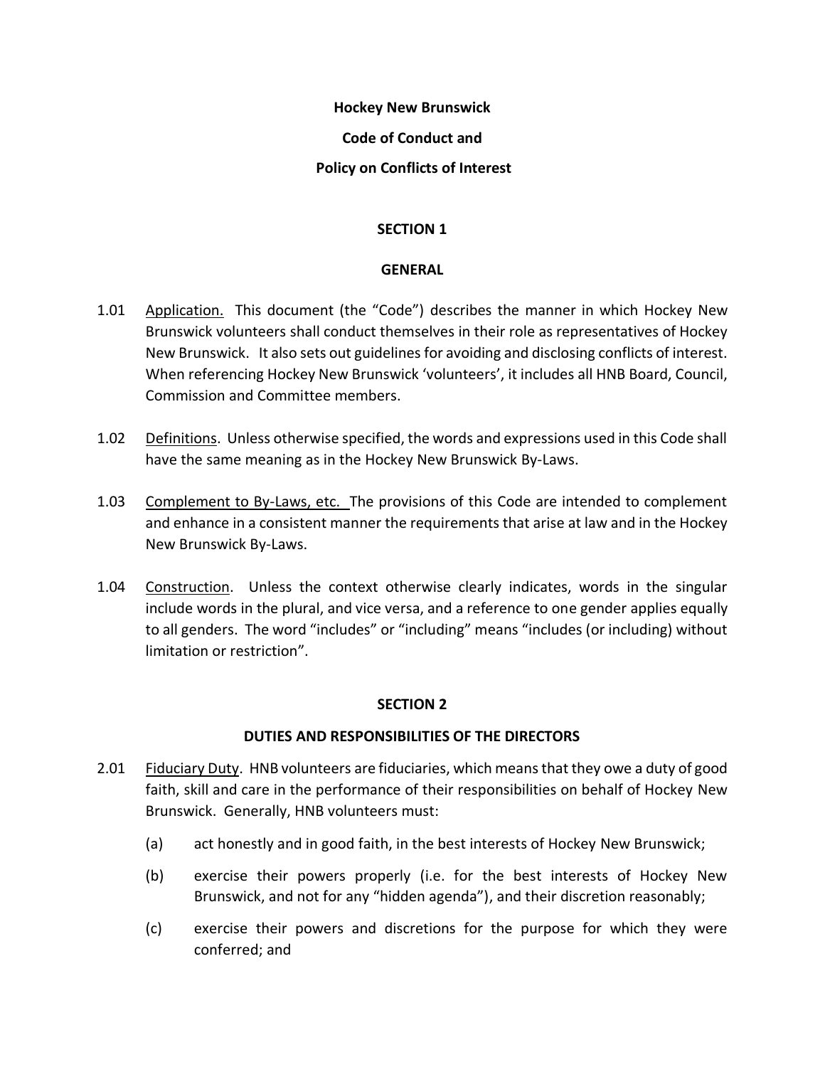**Hockey New Brunswick**

**Code of Conduct and**

**Policy on Conflicts of Interest**

## SECTION 1

## GENERAL

1.01 Application. This document (the "Code") describes the manner in which Hockey New Brunswick volunteers shall conduct themselves in their role as representatives of Hockey New Brunswick. It also sets out guidelines for avoiding and disclosing conflicts of interest. When referencing Hockey New Brunswick 'volunteers', it includes all HNB Board, Council, Commission and Committee members.

1.02 Definitions. Unless otherwise specified, the words and expressions used in this Code shall have the same meaning as in the Hockey New Brunswick By-Laws.

1.03 Complement to By-Laws, etc. The provisions of this Code are intended to complement and enhance in a consistent manner the requirements that arise at law and in the Hockey New Brunswick By-Laws.

1.04 Construction. Unless the context otherwise clearly indicates, words in the singular include words in the plural, and vice versa, and a reference to one gender applies equally to all genders. The word "includes" or "including" means "includes (or including) without limitation or restriction".

## SECTION 2

## DUTIES AND RESPONSIBILITIES OF THE DIRECTORS

2.01 Fiduciary Duty. HNB volunteers are fiduciaries, which means that they owe a duty of good faith, skill and care in the performance of their responsibilities on behalf of Hockey New Brunswick. Generally, HNB volunteers must:

(a) act honestly and in good faith, in the best interests of Hockey New Brunswick;

(b) exercise their powers properly (i.e. for the best interests of Hockey New Brunswick, and not for any "hidden agenda"), and their discretion reasonably;

(c) exercise their powers and discretions for the purpose for which they were conferred; and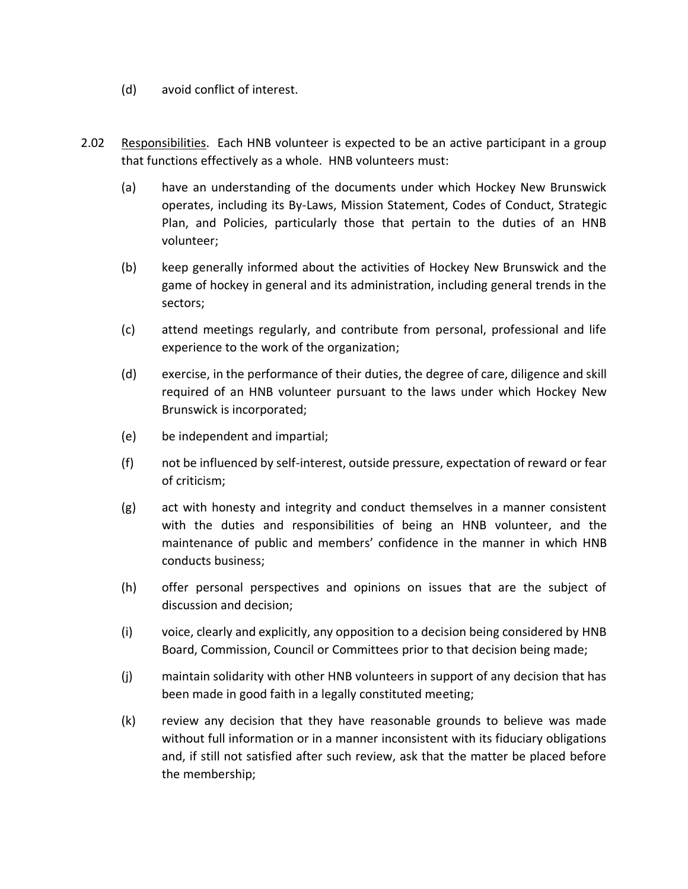(d) avoid conflict of interest.

2.02 Responsibilities. Each HNB volunteer is expected to be an active participant in a group that functions effectively as a whole. HNB volunteers must:

(a) have an understanding of the documents under which Hockey New Brunswick operates, including its By-Laws, Mission Statement, Codes of Conduct, Strategic Plan, and Policies, particularly those that pertain to the duties of an HNB volunteer;

(b) keep generally informed about the activities of Hockey New Brunswick and the game of hockey in general and its administration, including general trends in the sectors;

(c) attend meetings regularly, and contribute from personal, professional and life experience to the work of the organization;

(d) exercise, in the performance of their duties, the degree of care, diligence and skill required of an HNB volunteer pursuant to the laws under which Hockey New Brunswick is incorporated;

(e) be independent and impartial;

(f) not be influenced by self-interest, outside pressure, expectation of reward or fear of criticism;

(g) act with honesty and integrity and conduct themselves in a manner consistent with the duties and responsibilities of being an HNB volunteer, and the maintenance of public and members' confidence in the manner in which HNB conducts business;

(h) offer personal perspectives and opinions on issues that are the subject of discussion and decision;

(i) voice, clearly and explicitly, any opposition to a decision being considered by HNB Board, Commission, Council or Committees prior to that decision being made;

(j) maintain solidarity with other HNB volunteers in support of any decision that has been made in good faith in a legally constituted meeting;

(k) review any decision that they have reasonable grounds to believe was made without full information or in a manner inconsistent with its fiduciary obligations and, if still not satisfied after such review, ask that the matter be placed before the membership;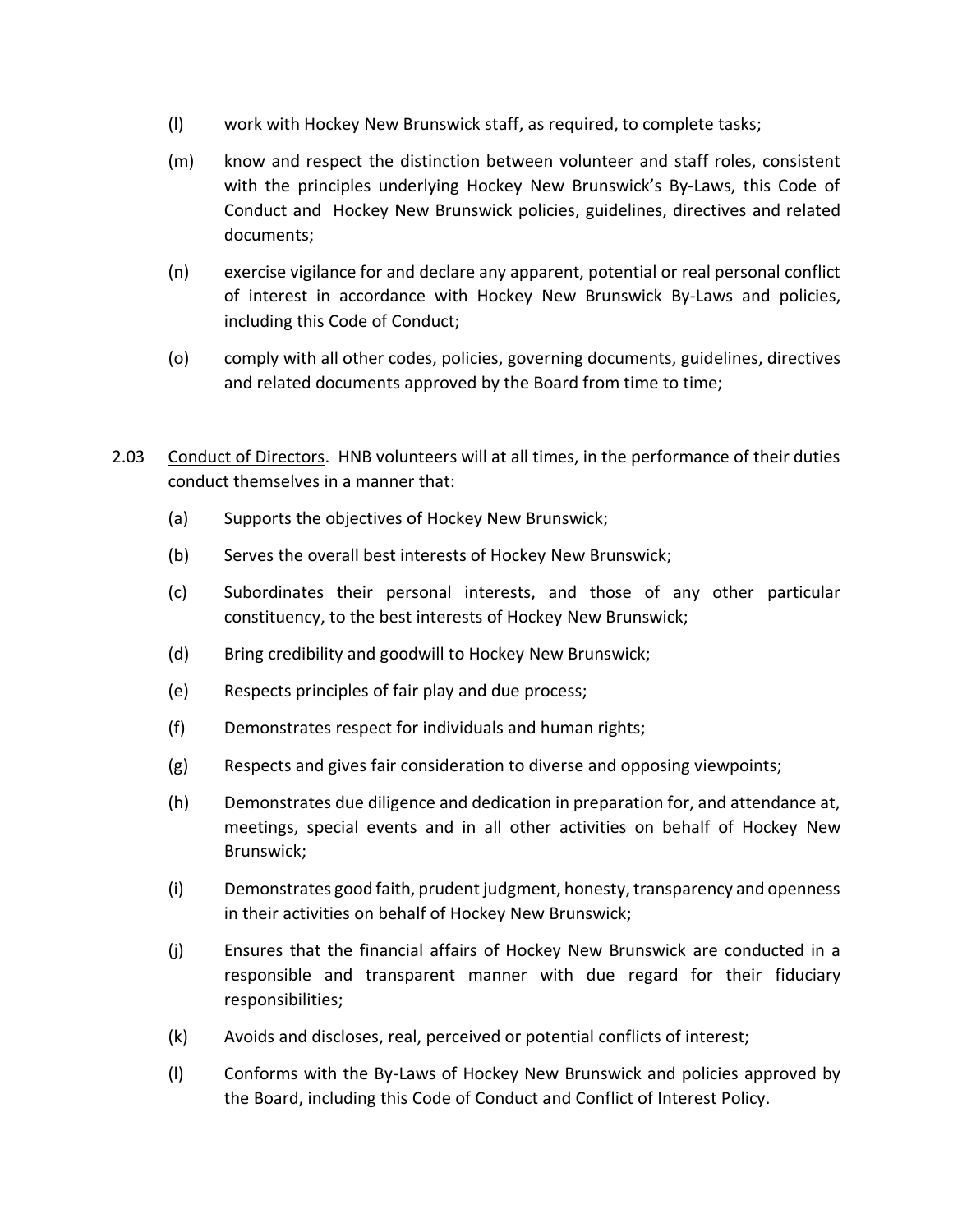(l) work with Hockey New Brunswick staff, as required, to complete tasks;

(m) know and respect the distinction between volunteer and staff roles, consistent with the principles underlying Hockey New Brunswick's By-Laws, this Code of Conduct and Hockey New Brunswick policies, guidelines, directives and related documents;

(n) exercise vigilance for and declare any apparent, potential or real personal conflict of interest in accordance with Hockey New Brunswick By-Laws and policies, including this Code of Conduct;

(o) comply with all other codes, policies, governing documents, guidelines, directives and related documents approved by the Board from time to time;

2.03 Conduct of Directors. HNB volunteers will at all times, in the performance of their duties conduct themselves in a manner that:

(a) Supports the objectives of Hockey New Brunswick;

(b) Serves the overall best interests of Hockey New Brunswick;

(c) Subordinates their personal interests, and those of any other particular constituency, to the best interests of Hockey New Brunswick;

(d) Bring credibility and goodwill to Hockey New Brunswick;

(e) Respects principles of fair play and due process;

(f) Demonstrates respect for individuals and human rights;

(g) Respects and gives fair consideration to diverse and opposing viewpoints;

(h) Demonstrates due diligence and dedication in preparation for, and attendance at, meetings, special events and in all other activities on behalf of Hockey New Brunswick;

(i) Demonstrates good faith, prudent judgment, honesty, transparency and openness in their activities on behalf of Hockey New Brunswick;

(j) Ensures that the financial affairs of Hockey New Brunswick are conducted in a responsible and transparent manner with due regard for their fiduciary responsibilities;

(k) Avoids and discloses, real, perceived or potential conflicts of interest;

(l) Conforms with the By-Laws of Hockey New Brunswick and policies approved by the Board, including this Code of Conduct and Conflict of Interest Policy.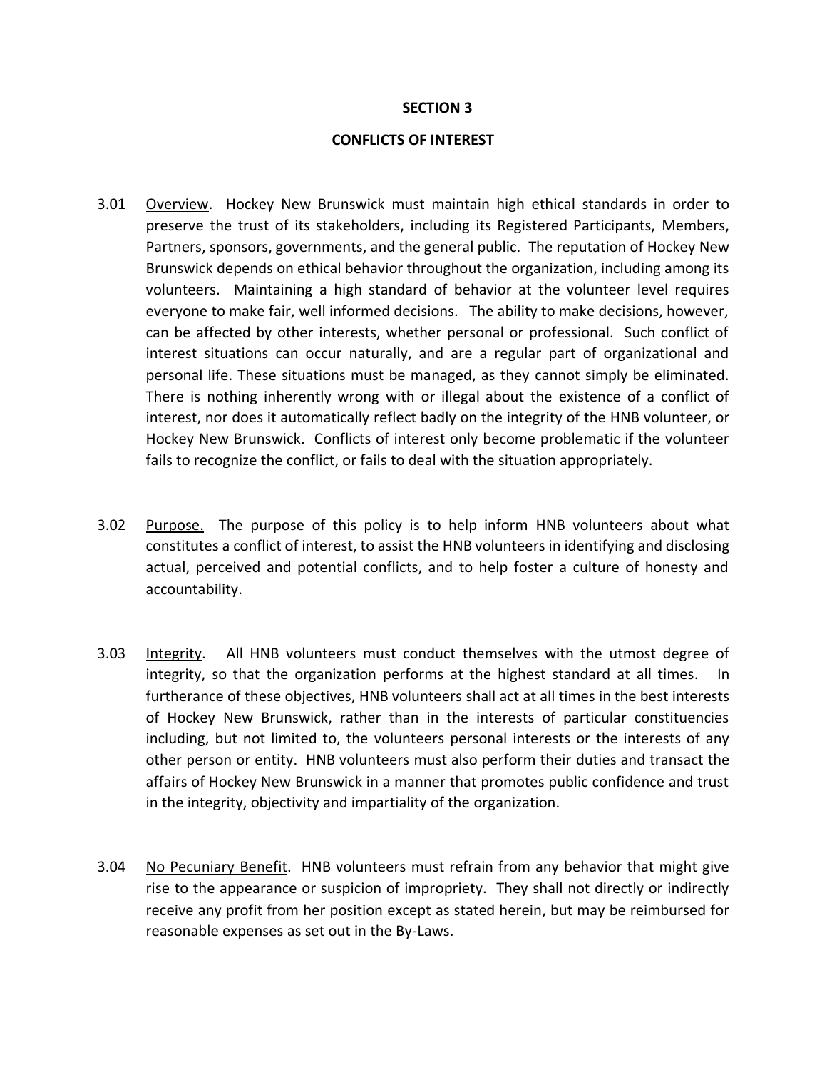## SECTION 3

## CONFLICTS OF INTEREST

3.01 Overview. Hockey New Brunswick must maintain high ethical standards in order to preserve the trust of its stakeholders, including its Registered Participants, Members, Partners, sponsors, governments, and the general public. The reputation of Hockey New Brunswick depends on ethical behavior throughout the organization, including among its volunteers. Maintaining a high standard of behavior at the volunteer level requires everyone to make fair, well informed decisions. The ability to make decisions, however, can be affected by other interests, whether personal or professional. Such conflict of interest situations can occur naturally, and are a regular part of organizational and personal life. These situations must be managed, as they cannot simply be eliminated. There is nothing inherently wrong with or illegal about the existence of a conflict of interest, nor does it automatically reflect badly on the integrity of the HNB volunteer, or Hockey New Brunswick. Conflicts of interest only become problematic if the volunteer fails to recognize the conflict, or fails to deal with the situation appropriately.

3.02 Purpose. The purpose of this policy is to help inform HNB volunteers about what constitutes a conflict of interest, to assist the HNB volunteers in identifying and disclosing actual, perceived and potential conflicts, and to help foster a culture of honesty and accountability.

3.03 Integrity. All HNB volunteers must conduct themselves with the utmost degree of integrity, so that the organization performs at the highest standard at all times. In furtherance of these objectives, HNB volunteers shall act at all times in the best interests of Hockey New Brunswick, rather than in the interests of particular constituencies including, but not limited to, the volunteers personal interests or the interests of any other person or entity. HNB volunteers must also perform their duties and transact the affairs of Hockey New Brunswick in a manner that promotes public confidence and trust in the integrity, objectivity and impartiality of the organization.

3.04 No Pecuniary Benefit. HNB volunteers must refrain from any behavior that might give rise to the appearance or suspicion of impropriety. They shall not directly or indirectly receive any profit from her position except as stated herein, but may be reimbursed for reasonable expenses as set out in the By-Laws.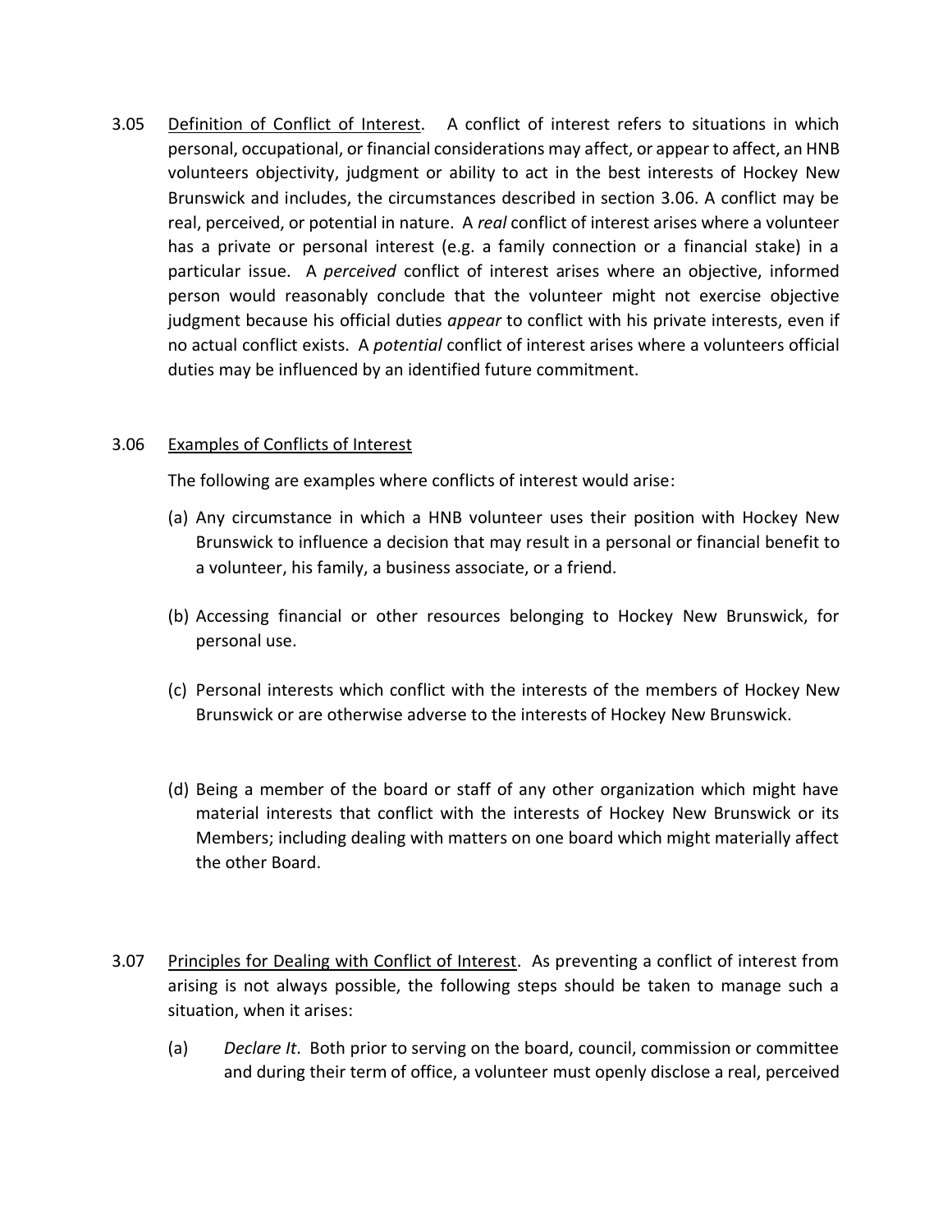3.05 Definition of Conflict of Interest. A conflict of interest refers to situations in which personal, occupational, or financial considerations may affect, or appear to affect, an HNB volunteers objectivity, judgment or ability to act in the best interests of Hockey New Brunswick and includes, the circumstances described in section 3.06. A conflict may be real, perceived, or potential in nature. A *real* conflict of interest arises where a volunteer has a private or personal interest (e.g. a family connection or a financial stake) in a particular issue. A *perceived* conflict of interest arises where an objective, informed person would reasonably conclude that the volunteer might not exercise objective judgment because his official duties *appear* to conflict with his private interests, even if no actual conflict exists. A *potential* conflict of interest arises where a volunteers official duties may be influenced by an identified future commitment.

3.06 Examples of Conflicts of Interest

The following are examples where conflicts of interest would arise:

(a) Any circumstance in which a HNB volunteer uses their position with Hockey New Brunswick to influence a decision that may result in a personal or financial benefit to a volunteer, his family, a business associate, or a friend.

(b) Accessing financial or other resources belonging to Hockey New Brunswick, for personal use.

(c) Personal interests which conflict with the interests of the members of Hockey New Brunswick or are otherwise adverse to the interests of Hockey New Brunswick.

(d) Being a member of the board or staff of any other organization which might have material interests that conflict with the interests of Hockey New Brunswick or its Members; including dealing with matters on one board which might materially affect the other Board.

3.07 Principles for Dealing with Conflict of Interest. As preventing a conflict of interest from arising is not always possible, the following steps should be taken to manage such a situation, when it arises:

(a) *Declare It*. Both prior to serving on the board, council, commission or committee and during their term of office, a volunteer must openly disclose a real, perceived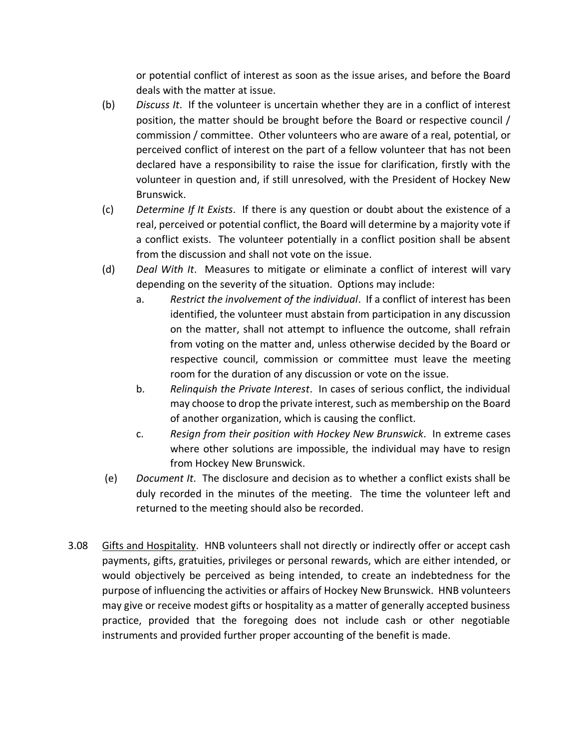or potential conflict of interest as soon as the issue arises, and before the Board deals with the matter at issue.

(b) *Discuss It*. If the volunteer is uncertain whether they are in a conflict of interest position, the matter should be brought before the Board or respective council / commission / committee. Other volunteers who are aware of a real, potential, or perceived conflict of interest on the part of a fellow volunteer that has not been declared have a responsibility to raise the issue for clarification, firstly with the volunteer in question and, if still unresolved, with the President of Hockey New Brunswick.

(c) *Determine If It Exists*. If there is any question or doubt about the existence of a real, perceived or potential conflict, the Board will determine by a majority vote if a conflict exists. The volunteer potentially in a conflict position shall be absent from the discussion and shall not vote on the issue.

(d) *Deal With It*. Measures to mitigate or eliminate a conflict of interest will vary depending on the severity of the situation. Options may include:

   a. *Restrict the involvement of the individual*. If a conflict of interest has been identified, the volunteer must abstain from participation in any discussion on the matter, shall not attempt to influence the outcome, shall refrain from voting on the matter and, unless otherwise decided by the Board or respective council, commission or committee must leave the meeting room for the duration of any discussion or vote on the issue.

   b. *Relinquish the Private Interest*. In cases of serious conflict, the individual may choose to drop the private interest, such as membership on the Board of another organization, which is causing the conflict.

   c. *Resign from their position with Hockey New Brunswick*. In extreme cases where other solutions are impossible, the individual may have to resign from Hockey New Brunswick.

(e) *Document It*. The disclosure and decision as to whether a conflict exists shall be duly recorded in the minutes of the meeting. The time the volunteer left and returned to the meeting should also be recorded.

3.08 Gifts and Hospitality. HNB volunteers shall not directly or indirectly offer or accept cash payments, gifts, gratuities, privileges or personal rewards, which are either intended, or would objectively be perceived as being intended, to create an indebtedness for the purpose of influencing the activities or affairs of Hockey New Brunswick. HNB volunteers may give or receive modest gifts or hospitality as a matter of generally accepted business practice, provided that the foregoing does not include cash or other negotiable instruments and provided further proper accounting of the benefit is made.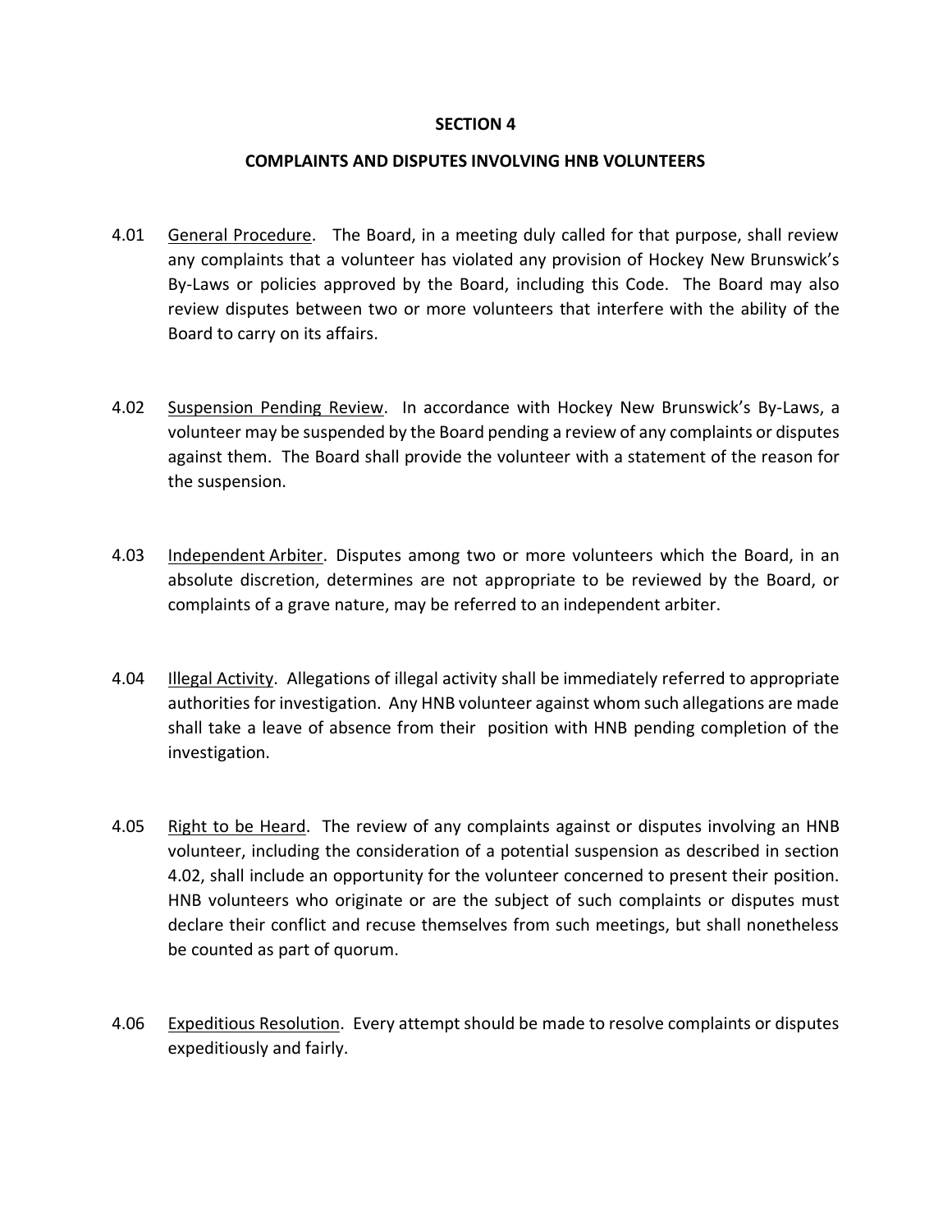## SECTION 4

## COMPLAINTS AND DISPUTES INVOLVING HNB VOLUNTEERS

4.01 General Procedure. The Board, in a meeting duly called for that purpose, shall review any complaints that a volunteer has violated any provision of Hockey New Brunswick's By-Laws or policies approved by the Board, including this Code. The Board may also review disputes between two or more volunteers that interfere with the ability of the Board to carry on its affairs.

4.02 Suspension Pending Review. In accordance with Hockey New Brunswick's By-Laws, a volunteer may be suspended by the Board pending a review of any complaints or disputes against them. The Board shall provide the volunteer with a statement of the reason for the suspension.

4.03 Independent Arbiter. Disputes among two or more volunteers which the Board, in an absolute discretion, determines are not appropriate to be reviewed by the Board, or complaints of a grave nature, may be referred to an independent arbiter.

4.04 Illegal Activity. Allegations of illegal activity shall be immediately referred to appropriate authorities for investigation. Any HNB volunteer against whom such allegations are made shall take a leave of absence from their position with HNB pending completion of the investigation.

4.05 Right to be Heard. The review of any complaints against or disputes involving an HNB volunteer, including the consideration of a potential suspension as described in section 4.02, shall include an opportunity for the volunteer concerned to present their position. HNB volunteers who originate or are the subject of such complaints or disputes must declare their conflict and recuse themselves from such meetings, but shall nonetheless be counted as part of quorum.

4.06 Expeditious Resolution. Every attempt should be made to resolve complaints or disputes expeditiously and fairly.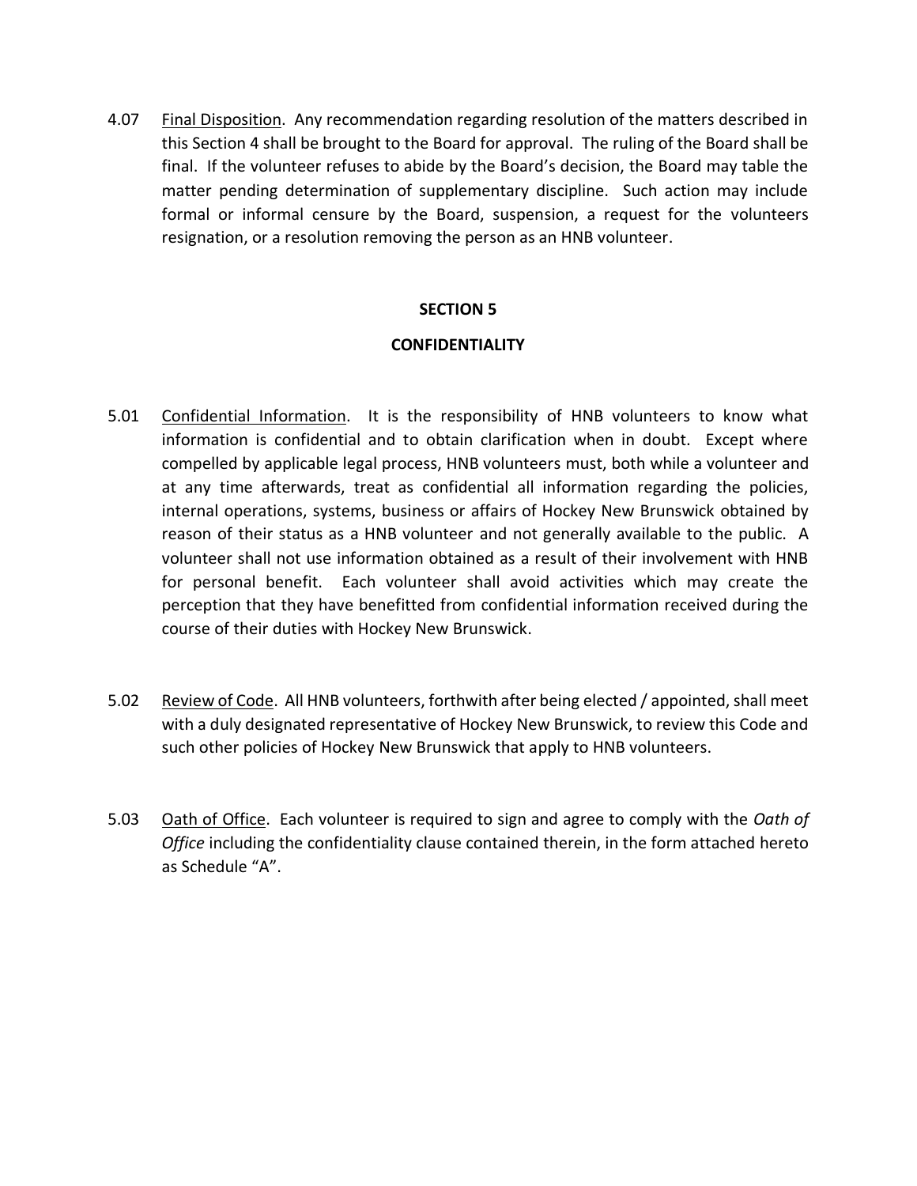4.07 Final Disposition. Any recommendation regarding resolution of the matters described in this Section 4 shall be brought to the Board for approval. The ruling of the Board shall be final. If the volunteer refuses to abide by the Board's decision, the Board may table the matter pending determination of supplementary discipline. Such action may include formal or informal censure by the Board, suspension, a request for the volunteers resignation, or a resolution removing the person as an HNB volunteer.

## SECTION 5

## CONFIDENTIALITY

5.01 Confidential Information. It is the responsibility of HNB volunteers to know what information is confidential and to obtain clarification when in doubt. Except where compelled by applicable legal process, HNB volunteers must, both while a volunteer and at any time afterwards, treat as confidential all information regarding the policies, internal operations, systems, business or affairs of Hockey New Brunswick obtained by reason of their status as a HNB volunteer and not generally available to the public. A volunteer shall not use information obtained as a result of their involvement with HNB for personal benefit. Each volunteer shall avoid activities which may create the perception that they have benefitted from confidential information received during the course of their duties with Hockey New Brunswick.

5.02 Review of Code. All HNB volunteers, forthwith after being elected / appointed, shall meet with a duly designated representative of Hockey New Brunswick, to review this Code and such other policies of Hockey New Brunswick that apply to HNB volunteers.

5.03 Oath of Office. Each volunteer is required to sign and agree to comply with the *Oath of Office* including the confidentiality clause contained therein, in the form attached hereto as Schedule "A".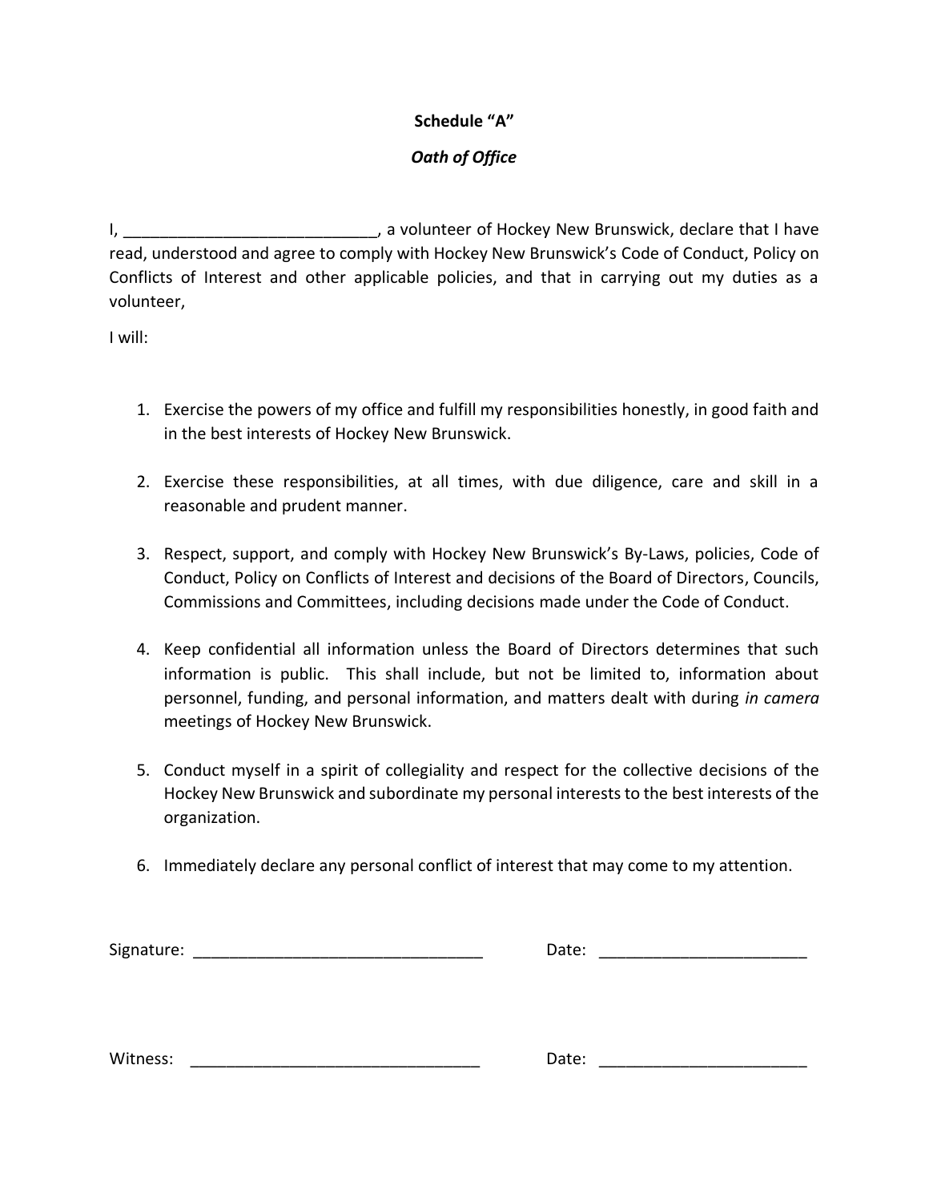**Schedule “A”**

***Oath of Office***

I, ___________________________, a volunteer of Hockey New Brunswick, declare that I have read, understood and agree to comply with Hockey New Brunswick’s Code of Conduct, Policy on Conflicts of Interest and other applicable policies, and that in carrying out my duties as a volunteer,

I will:

1. Exercise the powers of my office and fulfill my responsibilities honestly, in good faith and in the best interests of Hockey New Brunswick.

2. Exercise these responsibilities, at all times, with due diligence, care and skill in a reasonable and prudent manner.

3. Respect, support, and comply with Hockey New Brunswick’s By-Laws, policies, Code of Conduct, Policy on Conflicts of Interest and decisions of the Board of Directors, Councils, Commissions and Committees, including decisions made under the Code of Conduct.

4. Keep confidential all information unless the Board of Directors determines that such information is public. This shall include, but not be limited to, information about personnel, funding, and personal information, and matters dealt with during *in camera* meetings of Hockey New Brunswick.

5. Conduct myself in a spirit of collegiality and respect for the collective decisions of the Hockey New Brunswick and subordinate my personal interests to the best interests of the organization.

6. Immediately declare any personal conflict of interest that may come to my attention.

Signature: ________________________________ Date: _______________________

Witness: ________________________________ Date: _______________________